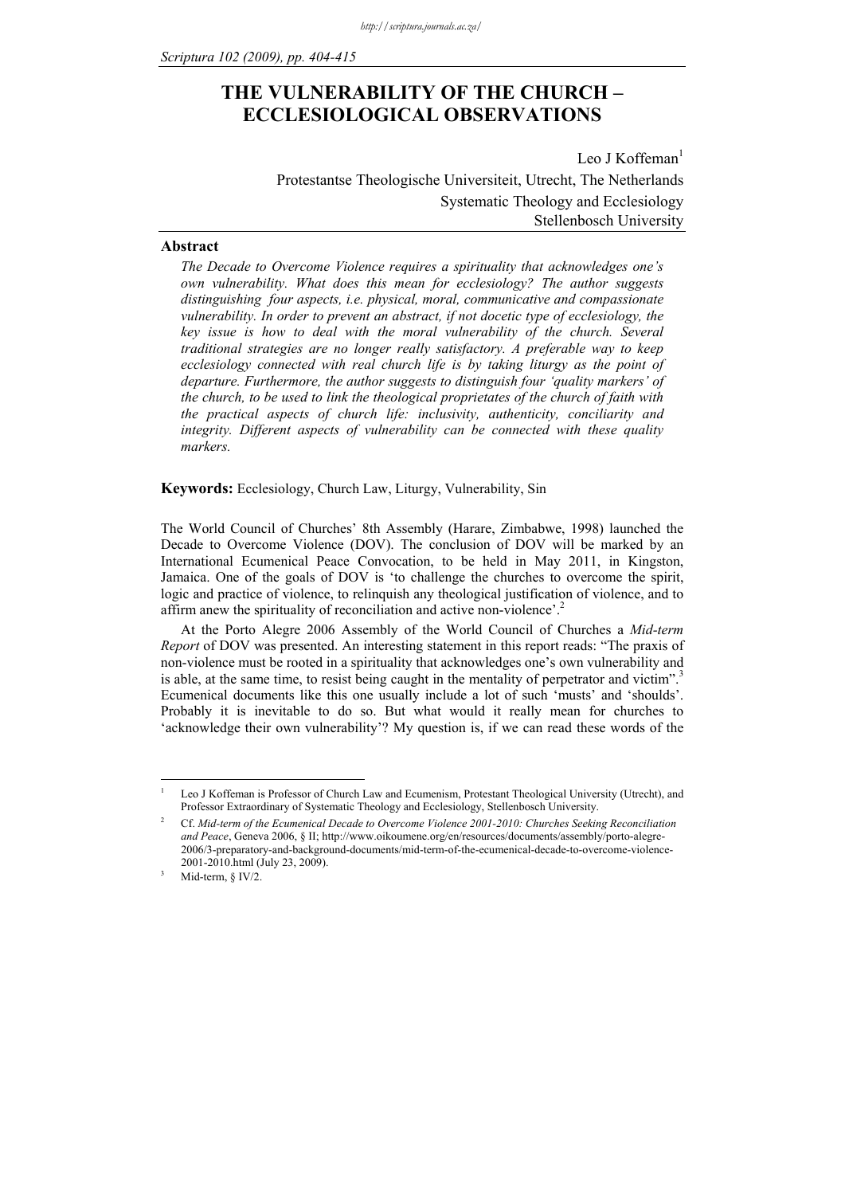# THE VULNERABILITY OF THE CHURCH – ECCLESIOLOGICAL OBSERVATIONS

Leo J Koffeman[1]
Protestantse Theologische Universiteit, Utrecht, The Netherlands
Systematic Theology and Ecclesiology
Stellenbosch University

## Abstract

*The Decade to Overcome Violence requires a spirituality that acknowledges one's own vulnerability. What does this mean for ecclesiology? The author suggests distinguishing four aspects, i.e. physical, moral, communicative and compassionate vulnerability. In order to prevent an abstract, if not docetic type of ecclesiology, the key issue is how to deal with the moral vulnerability of the church. Several traditional strategies are no longer really satisfactory. A preferable way to keep ecclesiology connected with real church life is by taking liturgy as the point of departure. Furthermore, the author suggests to distinguish four 'quality markers' of the church, to be used to link the theological proprietates of the church of faith with the practical aspects of church life: inclusivity, authenticity, conciliarity and integrity. Different aspects of vulnerability can be connected with these quality markers.*

**Keywords:** Ecclesiology, Church Law, Liturgy, Vulnerability, Sin

The World Council of Churches' 8th Assembly (Harare, Zimbabwe, 1998) launched the Decade to Overcome Violence (DOV). The conclusion of DOV will be marked by an International Ecumenical Peace Convocation, to be held in May 2011, in Kingston, Jamaica. One of the goals of DOV is 'to challenge the churches to overcome the spirit, logic and practice of violence, to relinquish any theological justification of violence, and to affirm anew the spirituality of reconciliation and active non-violence'.[2]

At the Porto Alegre 2006 Assembly of the World Council of Churches a *Mid-term Report* of DOV was presented. An interesting statement in this report reads: "The praxis of non-violence must be rooted in a spirituality that acknowledges one's own vulnerability and is able, at the same time, to resist being caught in the mentality of perpetrator and victim".[3] Ecumenical documents like this one usually include a lot of such 'musts' and 'shoulds'. Probably it is inevitable to do so. But what would it really mean for churches to 'acknowledge their own vulnerability'? My question is, if we can read these words of the

---

[1] Leo J Koffeman is Professor of Church Law and Ecumenism, Protestant Theological University (Utrecht), and Professor Extraordinary of Systematic Theology and Ecclesiology, Stellenbosch University.

[2] Cf. *Mid-term of the Ecumenical Decade to Overcome Violence 2001-2010: Churches Seeking Reconciliation and Peace*, Geneva 2006, § II; http://www.oikoumene.org/en/resources/documents/assembly/porto-alegre-2006/3-preparatory-and-background-documents/mid-term-of-the-ecumenical-decade-to-overcome-violence-2001-2010.html (July 23, 2009).

[3] Mid-term, § IV/2.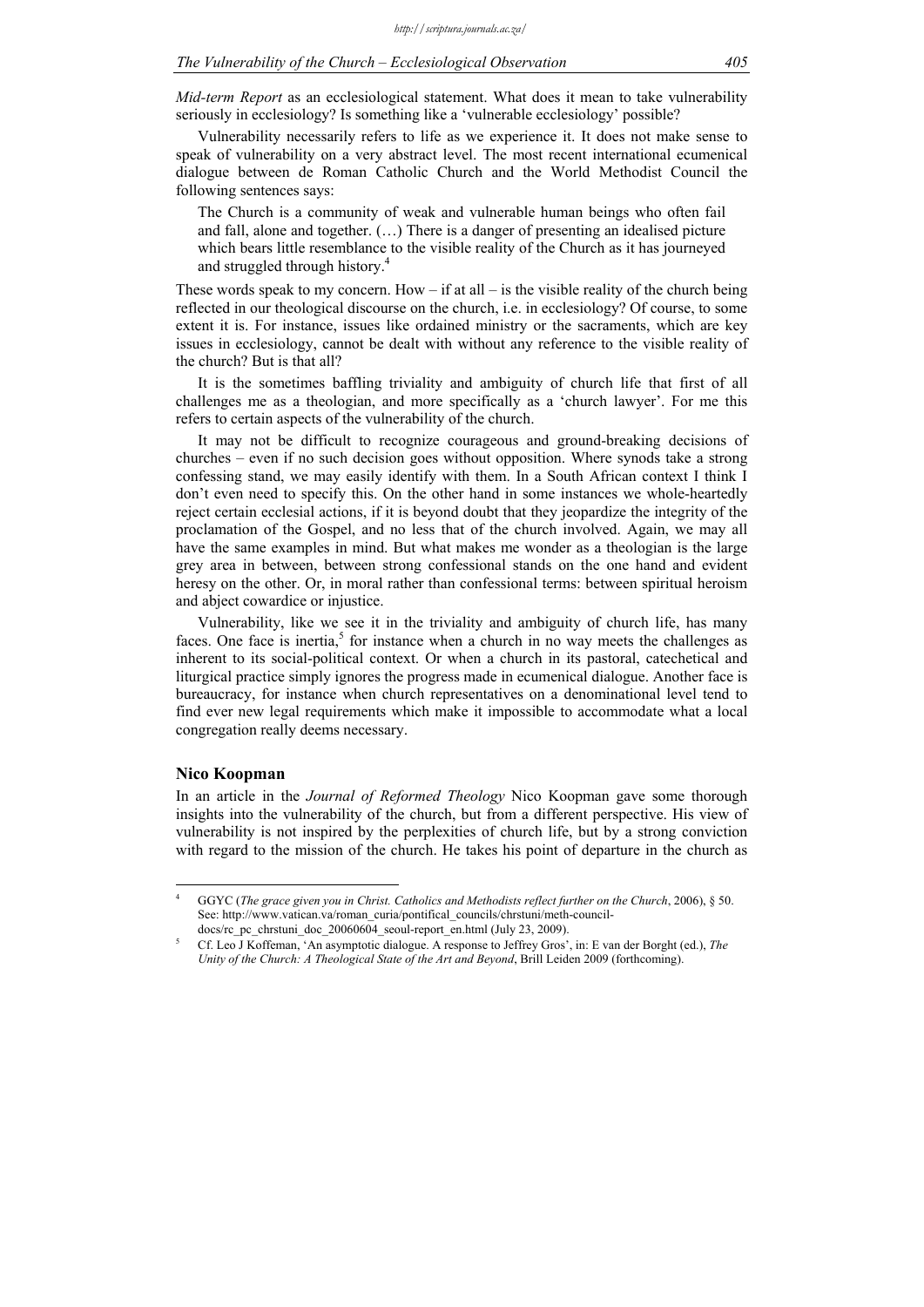*Mid-term Report* as an ecclesiological statement. What does it mean to take vulnerability seriously in ecclesiology? Is something like a 'vulnerable ecclesiology' possible?

Vulnerability necessarily refers to life as we experience it. It does not make sense to speak of vulnerability on a very abstract level. The most recent international ecumenical dialogue between de Roman Catholic Church and the World Methodist Council the following sentences says:

> The Church is a community of weak and vulnerable human beings who often fail and fall, alone and together. (…) There is a danger of presenting an idealised picture which bears little resemblance to the visible reality of the Church as it has journeyed and struggled through history.[4]

These words speak to my concern. How – if at all – is the visible reality of the church being reflected in our theological discourse on the church, i.e. in ecclesiology? Of course, to some extent it is. For instance, issues like ordained ministry or the sacraments, which are key issues in ecclesiology, cannot be dealt with without any reference to the visible reality of the church? But is that all?

It is the sometimes baffling triviality and ambiguity of church life that first of all challenges me as a theologian, and more specifically as a 'church lawyer'. For me this refers to certain aspects of the vulnerability of the church.

It may not be difficult to recognize courageous and ground-breaking decisions of churches – even if no such decision goes without opposition. Where synods take a strong confessing stand, we may easily identify with them. In a South African context I think I don't even need to specify this. On the other hand in some instances we whole-heartedly reject certain ecclesial actions, if it is beyond doubt that they jeopardize the integrity of the proclamation of the Gospel, and no less that of the church involved. Again, we may all have the same examples in mind. But what makes me wonder as a theologian is the large grey area in between, between strong confessional stands on the one hand and evident heresy on the other. Or, in moral rather than confessional terms: between spiritual heroism and abject cowardice or injustice.

Vulnerability, like we see it in the triviality and ambiguity of church life, has many faces. One face is inertia,[5] for instance when a church in no way meets the challenges as inherent to its social-political context. Or when a church in its pastoral, catechetical and liturgical practice simply ignores the progress made in ecumenical dialogue. Another face is bureaucracy, for instance when church representatives on a denominational level tend to find ever new legal requirements which make it impossible to accommodate what a local congregation really deems necessary.

## Nico Koopman

In an article in the *Journal of Reformed Theology* Nico Koopman gave some thorough insights into the vulnerability of the church, but from a different perspective. His view of vulnerability is not inspired by the perplexities of church life, but by a strong conviction with regard to the mission of the church. He takes his point of departure in the church as

---

[4] GGYC (*The grace given you in Christ. Catholics and Methodists reflect further on the Church*, 2006), § 50. See: http://www.vatican.va/roman_curia/pontifical_councils/chrstuni/meth-council-docs/rc_pc_chrstuni_doc_20060604_seoul-report_en.html (July 23, 2009).

[5] Cf. Leo J Koffeman, 'An asymptotic dialogue. A response to Jeffrey Gros', in: E van der Borght (ed.), *The Unity of the Church: A Theological State of the Art and Beyond*, Brill Leiden 2009 (forthcoming).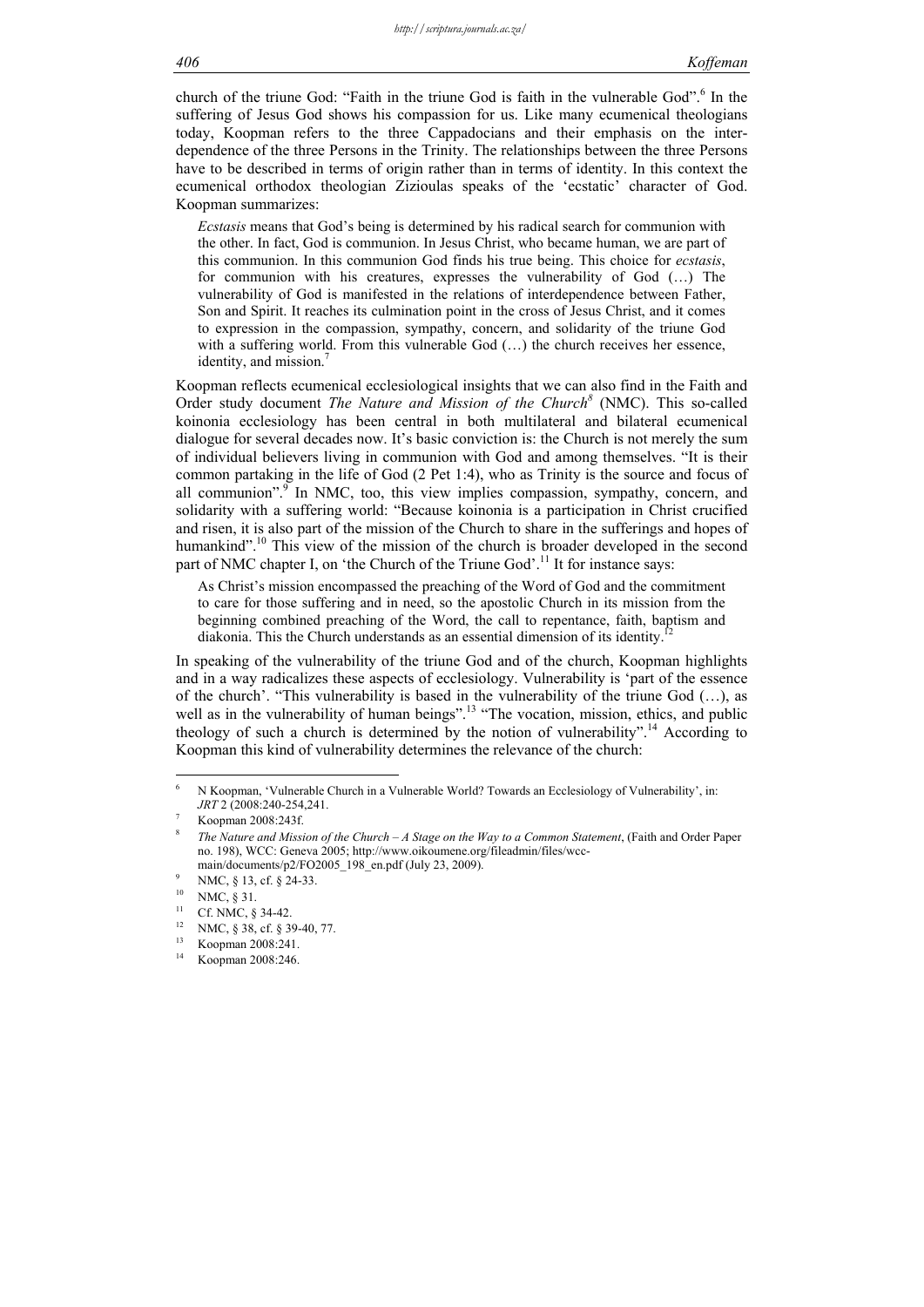church of the triune God: "Faith in the triune God is faith in the vulnerable God".[6] In the suffering of Jesus God shows his compassion for us. Like many ecumenical theologians today, Koopman refers to the three Cappadocians and their emphasis on the interdependence of the three Persons in the Trinity. The relationships between the three Persons have to be described in terms of origin rather than in terms of identity. In this context the ecumenical orthodox theologian Zizioulas speaks of the 'ecstatic' character of God. Koopman summarizes:

> *Ecstasis* means that God's being is determined by his radical search for communion with the other. In fact, God is communion. In Jesus Christ, who became human, we are part of this communion. In this communion God finds his true being. This choice for *ecstasis*, for communion with his creatures, expresses the vulnerability of God (…) The vulnerability of God is manifested in the relations of interdependence between Father, Son and Spirit. It reaches its culmination point in the cross of Jesus Christ, and it comes to expression in the compassion, sympathy, concern, and solidarity of the triune God with a suffering world. From this vulnerable God (…) the church receives her essence, identity, and mission.[7]

Koopman reflects ecumenical ecclesiological insights that we can also find in the Faith and Order study document *The Nature and Mission of the Church*[8] (NMC). This so-called koinonia ecclesiology has been central in both multilateral and bilateral ecumenical dialogue for several decades now. It's basic conviction is: the Church is not merely the sum of individual believers living in communion with God and among themselves. "It is their common partaking in the life of God (2 Pet 1:4), who as Trinity is the source and focus of all communion".[9] In NMC, too, this view implies compassion, sympathy, concern, and solidarity with a suffering world: "Because koinonia is a participation in Christ crucified and risen, it is also part of the mission of the Church to share in the sufferings and hopes of humankind".[10] This view of the mission of the church is broader developed in the second part of NMC chapter I, on 'the Church of the Triune God'.[11] It for instance says:

> As Christ's mission encompassed the preaching of the Word of God and the commitment to care for those suffering and in need, so the apostolic Church in its mission from the beginning combined preaching of the Word, the call to repentance, faith, baptism and diakonia. This the Church understands as an essential dimension of its identity.[12]

In speaking of the vulnerability of the triune God and of the church, Koopman highlights and in a way radicalizes these aspects of ecclesiology. Vulnerability is 'part of the essence of the church'. "This vulnerability is based in the vulnerability of the triune God (…), as well as in the vulnerability of human beings".[13] "The vocation, mission, ethics, and public theology of such a church is determined by the notion of vulnerability".[14] According to Koopman this kind of vulnerability determines the relevance of the church:

---

[6] N Koopman, 'Vulnerable Church in a Vulnerable World? Towards an Ecclesiology of Vulnerability', in: *JRT* 2 (2008:240-254,241.

[7] Koopman 2008:243f.

[8] *The Nature and Mission of the Church – A Stage on the Way to a Common Statement*, (Faith and Order Paper no. 198), WCC: Geneva 2005; http://www.oikoumene.org/fileadmin/files/wcc-main/documents/p2/FO2005_198_en.pdf (July 23, 2009).

[9] NMC, § 13, cf. § 24-33.

[10] NMC, § 31.

[11] Cf. NMC, § 34-42.

[12] NMC, § 38, cf. § 39-40, 77.

[13] Koopman 2008:241.

[14] Koopman 2008:246.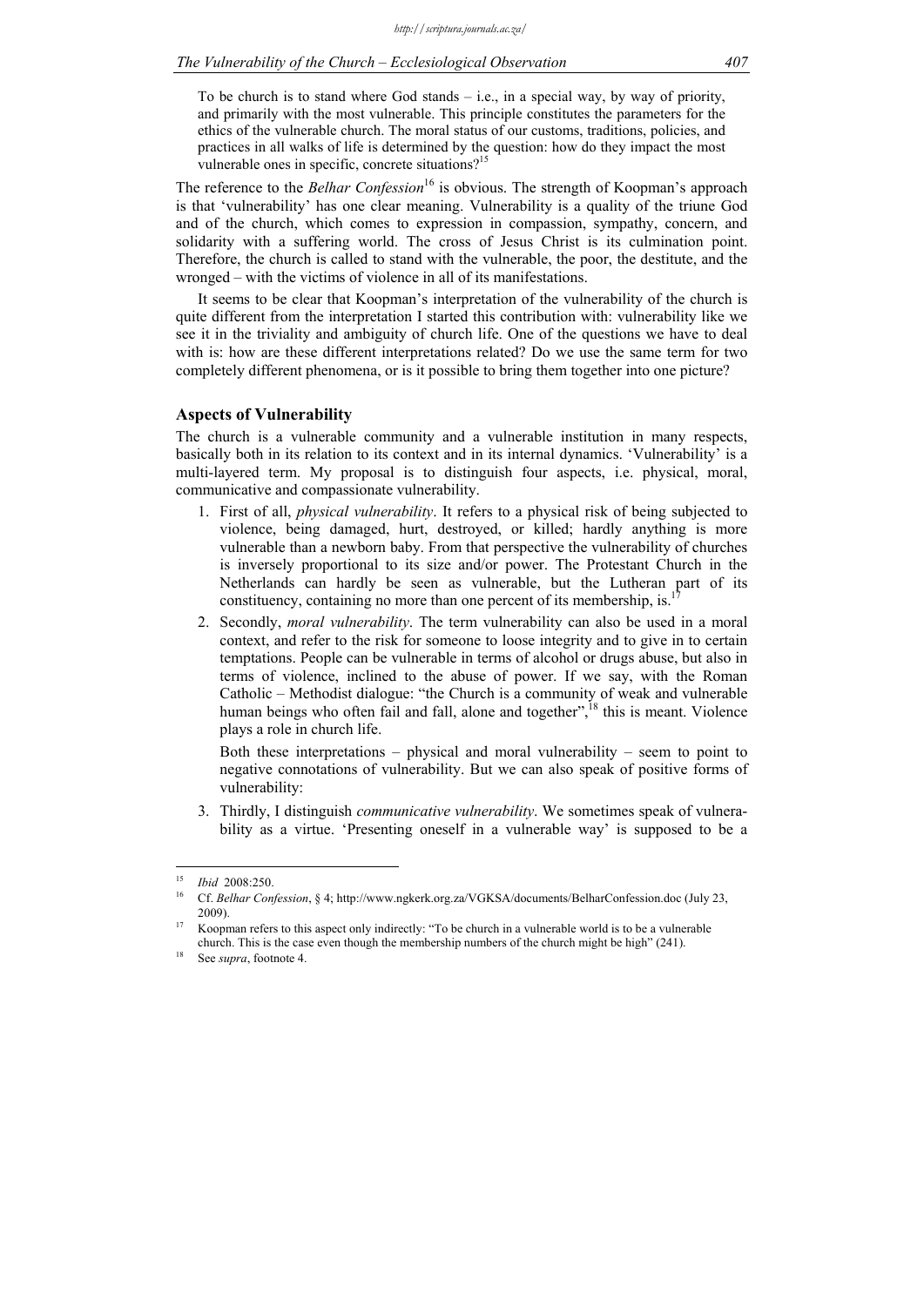To be church is to stand where God stands – i.e., in a special way, by way of priority, and primarily with the most vulnerable. This principle constitutes the parameters for the ethics of the vulnerable church. The moral status of our customs, traditions, policies, and practices in all walks of life is determined by the question: how do they impact the most vulnerable ones in specific, concrete situations?[15]

The reference to the *Belhar Confession*[16] is obvious. The strength of Koopman's approach is that 'vulnerability' has one clear meaning. Vulnerability is a quality of the triune God and of the church, which comes to expression in compassion, sympathy, concern, and solidarity with a suffering world. The cross of Jesus Christ is its culmination point. Therefore, the church is called to stand with the vulnerable, the poor, the destitute, and the wronged – with the victims of violence in all of its manifestations.

It seems to be clear that Koopman's interpretation of the vulnerability of the church is quite different from the interpretation I started this contribution with: vulnerability like we see it in the triviality and ambiguity of church life. One of the questions we have to deal with is: how are these different interpretations related? Do we use the same term for two completely different phenomena, or is it possible to bring them together into one picture?

## Aspects of Vulnerability

The church is a vulnerable community and a vulnerable institution in many respects, basically both in its relation to its context and in its internal dynamics. 'Vulnerability' is a multi-layered term. My proposal is to distinguish four aspects, i.e. physical, moral, communicative and compassionate vulnerability.

1. First of all, *physical vulnerability*. It refers to a physical risk of being subjected to violence, being damaged, hurt, destroyed, or killed; hardly anything is more vulnerable than a newborn baby. From that perspective the vulnerability of churches is inversely proportional to its size and/or power. The Protestant Church in the Netherlands can hardly be seen as vulnerable, but the Lutheran part of its constituency, containing no more than one percent of its membership, is.[17]
2. Secondly, *moral vulnerability*. The term vulnerability can also be used in a moral context, and refer to the risk for someone to loose integrity and to give in to certain temptations. People can be vulnerable in terms of alcohol or drugs abuse, but also in terms of violence, inclined to the abuse of power. If we say, with the Roman Catholic – Methodist dialogue: "the Church is a community of weak and vulnerable human beings who often fail and fall, alone and together",[18] this is meant. Violence plays a role in church life.

   Both these interpretations – physical and moral vulnerability – seem to point to negative connotations of vulnerability. But we can also speak of positive forms of vulnerability:
3. Thirdly, I distinguish *communicative vulnerability*. We sometimes speak of vulnerability as a virtue. 'Presenting oneself in a vulnerable way' is supposed to be a

---

[15] *Ibid* 2008:250.

[16] Cf. *Belhar Confession*, § 4; http://www.ngkerk.org.za/VGKSA/documents/BelharConfession.doc (July 23, 2009).

[17] Koopman refers to this aspect only indirectly: "To be church in a vulnerable world is to be a vulnerable church. This is the case even though the membership numbers of the church might be high" (241).

[18] See *supra*, footnote 4.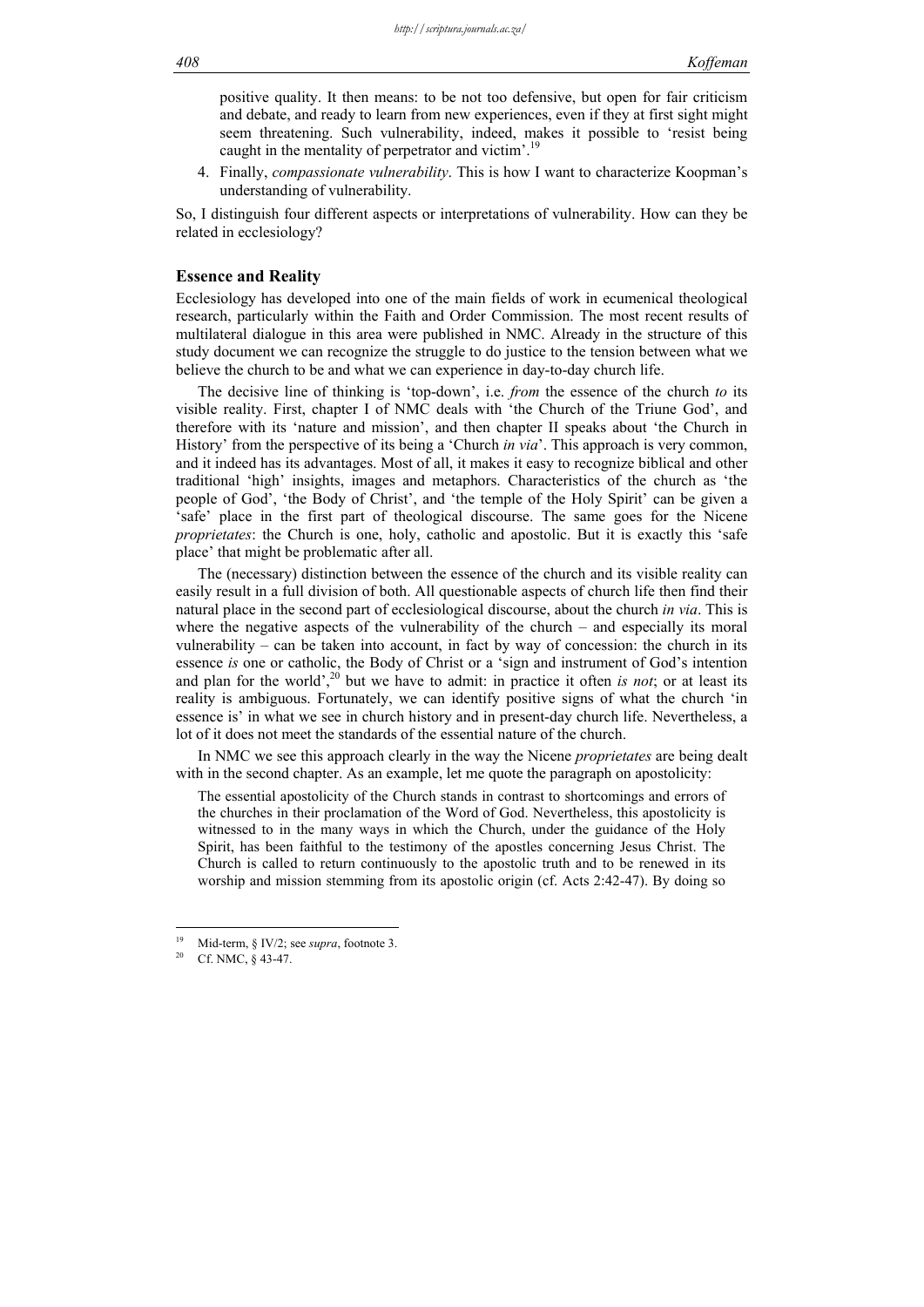positive quality. It then means: to be not too defensive, but open for fair criticism and debate, and ready to learn from new experiences, even if they at first sight might seem threatening. Such vulnerability, indeed, makes it possible to 'resist being caught in the mentality of perpetrator and victim'.[19]

4. Finally, *compassionate vulnerability*. This is how I want to characterize Koopman's understanding of vulnerability.

So, I distinguish four different aspects or interpretations of vulnerability. How can they be related in ecclesiology?

## Essence and Reality

Ecclesiology has developed into one of the main fields of work in ecumenical theological research, particularly within the Faith and Order Commission. The most recent results of multilateral dialogue in this area were published in NMC. Already in the structure of this study document we can recognize the struggle to do justice to the tension between what we believe the church to be and what we can experience in day-to-day church life.

The decisive line of thinking is 'top-down', i.e. *from* the essence of the church *to* its visible reality. First, chapter I of NMC deals with 'the Church of the Triune God', and therefore with its 'nature and mission', and then chapter II speaks about 'the Church in History' from the perspective of its being a 'Church *in via*'. This approach is very common, and it indeed has its advantages. Most of all, it makes it easy to recognize biblical and other traditional 'high' insights, images and metaphors. Characteristics of the church as 'the people of God', 'the Body of Christ', and 'the temple of the Holy Spirit' can be given a 'safe' place in the first part of theological discourse. The same goes for the Nicene *proprietates*: the Church is one, holy, catholic and apostolic. But it is exactly this 'safe place' that might be problematic after all.

The (necessary) distinction between the essence of the church and its visible reality can easily result in a full division of both. All questionable aspects of church life then find their natural place in the second part of ecclesiological discourse, about the church *in via*. This is where the negative aspects of the vulnerability of the church – and especially its moral vulnerability – can be taken into account, in fact by way of concession: the church in its essence *is* one or catholic, the Body of Christ or a 'sign and instrument of God's intention and plan for the world',[20] but we have to admit: in practice it often *is not*; or at least its reality is ambiguous. Fortunately, we can identify positive signs of what the church 'in essence is' in what we see in church history and in present-day church life. Nevertheless, a lot of it does not meet the standards of the essential nature of the church.

In NMC we see this approach clearly in the way the Nicene *proprietates* are being dealt with in the second chapter. As an example, let me quote the paragraph on apostolicity:

> The essential apostolicity of the Church stands in contrast to shortcomings and errors of the churches in their proclamation of the Word of God. Nevertheless, this apostolicity is witnessed to in the many ways in which the Church, under the guidance of the Holy Spirit, has been faithful to the testimony of the apostles concerning Jesus Christ. The Church is called to return continuously to the apostolic truth and to be renewed in its worship and mission stemming from its apostolic origin (cf. Acts 2:42-47). By doing so

---

[19] Mid-term, § IV/2; see *supra*, footnote 3.

[20] Cf. NMC, § 43-47.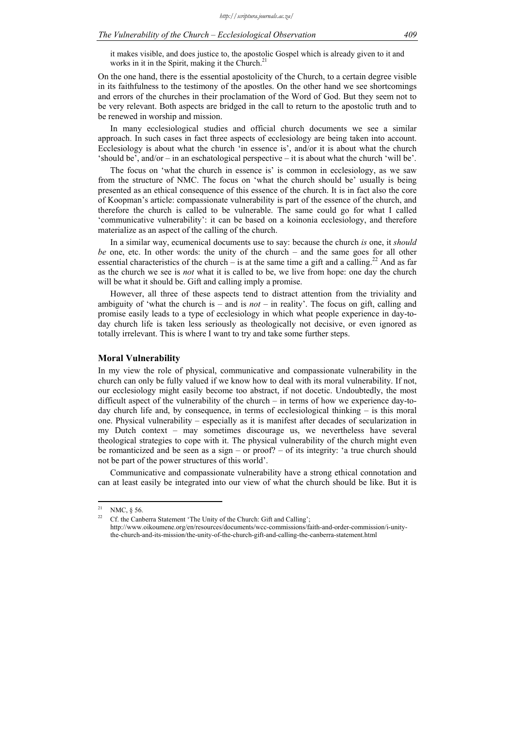it makes visible, and does justice to, the apostolic Gospel which is already given to it and works in it in the Spirit, making it the Church.[21]

On the one hand, there is the essential apostolicity of the Church, to a certain degree visible in its faithfulness to the testimony of the apostles. On the other hand we see shortcomings and errors of the churches in their proclamation of the Word of God. But they seem not to be very relevant. Both aspects are bridged in the call to return to the apostolic truth and to be renewed in worship and mission.

In many ecclesiological studies and official church documents we see a similar approach. In such cases in fact three aspects of ecclesiology are being taken into account. Ecclesiology is about what the church 'in essence is', and/or it is about what the church 'should be', and/or – in an eschatological perspective – it is about what the church 'will be'.

The focus on 'what the church in essence is' is common in ecclesiology, as we saw from the structure of NMC. The focus on 'what the church should be' usually is being presented as an ethical consequence of this essence of the church. It is in fact also the core of Koopman's article: compassionate vulnerability is part of the essence of the church, and therefore the church is called to be vulnerable. The same could go for what I called 'communicative vulnerability': it can be based on a koinonia ecclesiology, and therefore materialize as an aspect of the calling of the church.

In a similar way, ecumenical documents use to say: because the church *is* one, it *should be* one, etc. In other words: the unity of the church – and the same goes for all other essential characteristics of the church – is at the same time a gift and a calling.[22] And as far as the church we see is *not* what it is called to be, we live from hope: one day the church will be what it should be. Gift and calling imply a promise.

However, all three of these aspects tend to distract attention from the triviality and ambiguity of 'what the church is – and is *not* – in reality'. The focus on gift, calling and promise easily leads to a type of ecclesiology in which what people experience in day-to-day church life is taken less seriously as theologically not decisive, or even ignored as totally irrelevant. This is where I want to try and take some further steps.

## Moral Vulnerability

In my view the role of physical, communicative and compassionate vulnerability in the church can only be fully valued if we know how to deal with its moral vulnerability. If not, our ecclesiology might easily become too abstract, if not docetic. Undoubtedly, the most difficult aspect of the vulnerability of the church – in terms of how we experience day-to-day church life and, by consequence, in terms of ecclesiological thinking – is this moral one. Physical vulnerability – especially as it is manifest after decades of secularization in my Dutch context – may sometimes discourage us, we nevertheless have several theological strategies to cope with it. The physical vulnerability of the church might even be romanticized and be seen as a sign – or proof? – of its integrity: 'a true church should not be part of the power structures of this world'.

Communicative and compassionate vulnerability have a strong ethical connotation and can at least easily be integrated into our view of what the church should be like. But it is

---

[21] NMC, § 56.

[22] Cf. the Canberra Statement 'The Unity of the Church: Gift and Calling'; http://www.oikoumene.org/en/resources/documents/wcc-commissions/faith-and-order-commission/i-unity-the-church-and-its-mission/the-unity-of-the-church-gift-and-calling-the-canberra-statement.html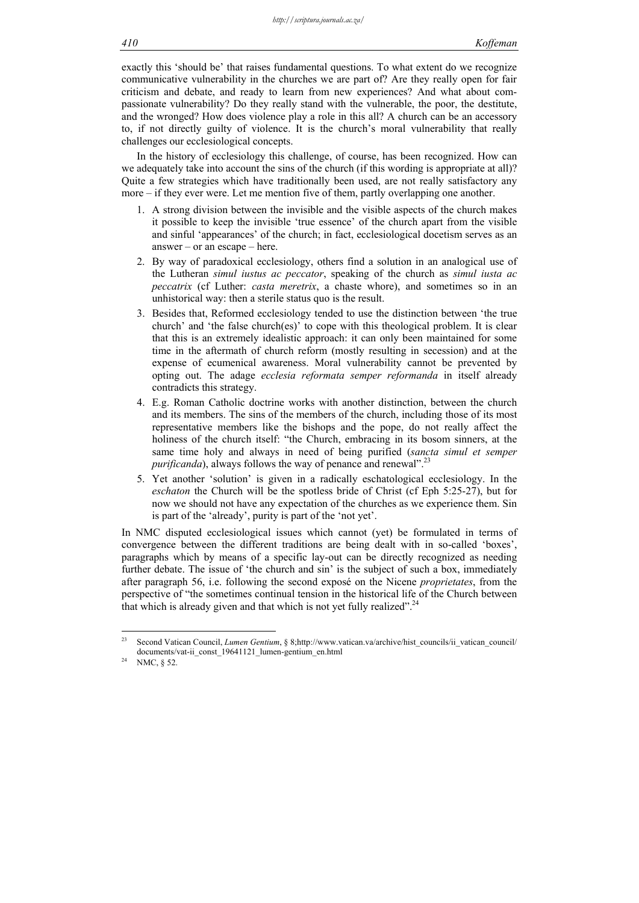exactly this 'should be' that raises fundamental questions. To what extent do we recognize communicative vulnerability in the churches we are part of? Are they really open for fair criticism and debate, and ready to learn from new experiences? And what about compassionate vulnerability? Do they really stand with the vulnerable, the poor, the destitute, and the wronged? How does violence play a role in this all? A church can be an accessory to, if not directly guilty of violence. It is the church's moral vulnerability that really challenges our ecclesiological concepts.

In the history of ecclesiology this challenge, of course, has been recognized. How can we adequately take into account the sins of the church (if this wording is appropriate at all)? Quite a few strategies which have traditionally been used, are not really satisfactory any more – if they ever were. Let me mention five of them, partly overlapping one another.

1. A strong division between the invisible and the visible aspects of the church makes it possible to keep the invisible 'true essence' of the church apart from the visible and sinful 'appearances' of the church; in fact, ecclesiological docetism serves as an answer – or an escape – here.
2. By way of paradoxical ecclesiology, others find a solution in an analogical use of the Lutheran *simul iustus ac peccator*, speaking of the church as *simul iusta ac peccatrix* (cf Luther: *casta meretrix*, a chaste whore), and sometimes so in an unhistorical way: then a sterile status quo is the result.
3. Besides that, Reformed ecclesiology tended to use the distinction between 'the true church' and 'the false church(es)' to cope with this theological problem. It is clear that this is an extremely idealistic approach: it can only been maintained for some time in the aftermath of church reform (mostly resulting in secession) and at the expense of ecumenical awareness. Moral vulnerability cannot be prevented by opting out. The adage *ecclesia reformata semper reformanda* in itself already contradicts this strategy.
4. E.g. Roman Catholic doctrine works with another distinction, between the church and its members. The sins of the members of the church, including those of its most representative members like the bishops and the pope, do not really affect the holiness of the church itself: "the Church, embracing in its bosom sinners, at the same time holy and always in need of being purified (*sancta simul et semper purificanda*), always follows the way of penance and renewal".[23]
5. Yet another 'solution' is given in a radically eschatological ecclesiology. In the *eschaton* the Church will be the spotless bride of Christ (cf Eph 5:25-27), but for now we should not have any expectation of the churches as we experience them. Sin is part of the 'already', purity is part of the 'not yet'.

In NMC disputed ecclesiological issues which cannot (yet) be formulated in terms of convergence between the different traditions are being dealt with in so-called 'boxes', paragraphs which by means of a specific lay-out can be directly recognized as needing further debate. The issue of 'the church and sin' is the subject of such a box, immediately after paragraph 56, i.e. following the second exposé on the Nicene *proprietates*, from the perspective of "the sometimes continual tension in the historical life of the Church between that which is already given and that which is not yet fully realized".[24]

---

[23] Second Vatican Council, *Lumen Gentium*, § 8;http://www.vatican.va/archive/hist_councils/ii_vatican_council/documents/vat-ii_const_19641121_lumen-gentium_en.html

[24] NMC, § 52.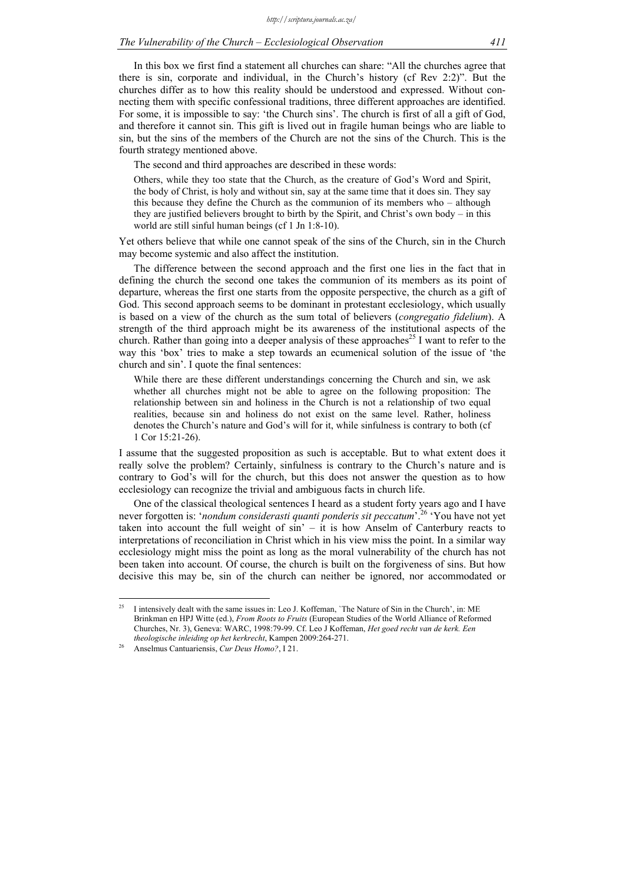In this box we first find a statement all churches can share: "All the churches agree that there is sin, corporate and individual, in the Church's history (cf Rev 2:2)". But the churches differ as to how this reality should be understood and expressed. Without connecting them with specific confessional traditions, three different approaches are identified. For some, it is impossible to say: 'the Church sins'. The church is first of all a gift of God, and therefore it cannot sin. This gift is lived out in fragile human beings who are liable to sin, but the sins of the members of the Church are not the sins of the Church. This is the fourth strategy mentioned above.

The second and third approaches are described in these words:

> Others, while they too state that the Church, as the creature of God's Word and Spirit, the body of Christ, is holy and without sin, say at the same time that it does sin. They say this because they define the Church as the communion of its members who – although they are justified believers brought to birth by the Spirit, and Christ's own body – in this world are still sinful human beings (cf 1 Jn 1:8-10).

Yet others believe that while one cannot speak of the sins of the Church, sin in the Church may become systemic and also affect the institution.

The difference between the second approach and the first one lies in the fact that in defining the church the second one takes the communion of its members as its point of departure, whereas the first one starts from the opposite perspective, the church as a gift of God. This second approach seems to be dominant in protestant ecclesiology, which usually is based on a view of the church as the sum total of believers (*congregatio fidelium*). A strength of the third approach might be its awareness of the institutional aspects of the church. Rather than going into a deeper analysis of these approaches[25] I want to refer to the way this 'box' tries to make a step towards an ecumenical solution of the issue of 'the church and sin'. I quote the final sentences:

> While there are these different understandings concerning the Church and sin, we ask whether all churches might not be able to agree on the following proposition: The relationship between sin and holiness in the Church is not a relationship of two equal realities, because sin and holiness do not exist on the same level. Rather, holiness denotes the Church's nature and God's will for it, while sinfulness is contrary to both (cf 1 Cor 15:21-26).

I assume that the suggested proposition as such is acceptable. But to what extent does it really solve the problem? Certainly, sinfulness is contrary to the Church's nature and is contrary to God's will for the church, but this does not answer the question as to how ecclesiology can recognize the trivial and ambiguous facts in church life.

One of the classical theological sentences I heard as a student forty years ago and I have never forgotten is: '*nondum considerasti quanti ponderis sit peccatum*'.[26] 'You have not yet taken into account the full weight of sin' – it is how Anselm of Canterbury reacts to interpretations of reconciliation in Christ which in his view miss the point. In a similar way ecclesiology might miss the point as long as the moral vulnerability of the church has not been taken into account. Of course, the church is built on the forgiveness of sins. But how decisive this may be, sin of the church can neither be ignored, nor accommodated or

---

[25] I intensively dealt with the same issues in: Leo J. Koffeman, 'The Nature of Sin in the Church', in: ME Brinkman en HPJ Witte (ed.), *From Roots to Fruits* (European Studies of the World Alliance of Reformed Churches, Nr. 3), Geneva: WARC, 1998:79-99. Cf. Leo J Koffeman, *Het goed recht van de kerk. Een theologische inleiding op het kerkrecht*, Kampen 2009:264-271.

[26] Anselmus Cantuariensis, *Cur Deus Homo?*, I 21.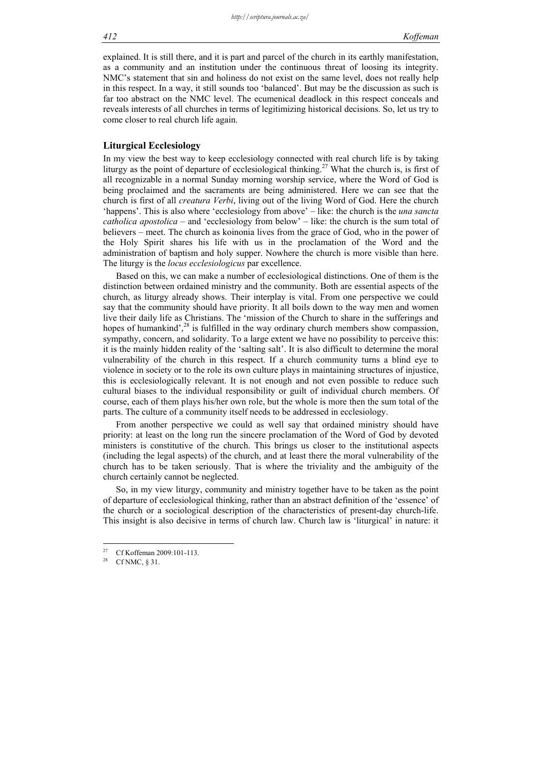explained. It is still there, and it is part and parcel of the church in its earthly manifestation, as a community and an institution under the continuous threat of loosing its integrity. NMC's statement that sin and holiness do not exist on the same level, does not really help in this respect. In a way, it still sounds too 'balanced'. But may be the discussion as such is far too abstract on the NMC level. The ecumenical deadlock in this respect conceals and reveals interests of all churches in terms of legitimizing historical decisions. So, let us try to come closer to real church life again.

## Liturgical Ecclesiology

In my view the best way to keep ecclesiology connected with real church life is by taking liturgy as the point of departure of ecclesiological thinking.[27] What the church is, is first of all recognizable in a normal Sunday morning worship service, where the Word of God is being proclaimed and the sacraments are being administered. Here we can see that the church is first of all *creatura Verbi*, living out of the living Word of God. Here the church 'happens'. This is also where 'ecclesiology from above' – like: the church is the *una sancta catholica apostolica* – and 'ecclesiology from below' – like: the church is the sum total of believers – meet. The church as koinonia lives from the grace of God, who in the power of the Holy Spirit shares his life with us in the proclamation of the Word and the administration of baptism and holy supper. Nowhere the church is more visible than here. The liturgy is the *locus ecclesiologicus* par excellence.

Based on this, we can make a number of ecclesiological distinctions. One of them is the distinction between ordained ministry and the community. Both are essential aspects of the church, as liturgy already shows. Their interplay is vital. From one perspective we could say that the community should have priority. It all boils down to the way men and women live their daily life as Christians. The 'mission of the Church to share in the sufferings and hopes of humankind',[28] is fulfilled in the way ordinary church members show compassion, sympathy, concern, and solidarity. To a large extent we have no possibility to perceive this: it is the mainly hidden reality of the 'salting salt'. It is also difficult to determine the moral vulnerability of the church in this respect. If a church community turns a blind eye to violence in society or to the role its own culture plays in maintaining structures of injustice, this is ecclesiologically relevant. It is not enough and not even possible to reduce such cultural biases to the individual responsibility or guilt of individual church members. Of course, each of them plays his/her own role, but the whole is more then the sum total of the parts. The culture of a community itself needs to be addressed in ecclesiology.

From another perspective we could as well say that ordained ministry should have priority: at least on the long run the sincere proclamation of the Word of God by devoted ministers is constitutive of the church. This brings us closer to the institutional aspects (including the legal aspects) of the church, and at least there the moral vulnerability of the church has to be taken seriously. That is where the triviality and the ambiguity of the church certainly cannot be neglected.

So, in my view liturgy, community and ministry together have to be taken as the point of departure of ecclesiological thinking, rather than an abstract definition of the 'essence' of the church or a sociological description of the characteristics of present-day church-life. This insight is also decisive in terms of church law. Church law is 'liturgical' in nature: it

---

[27] Cf Koffeman 2009:101-113.

[28] Cf NMC, § 31.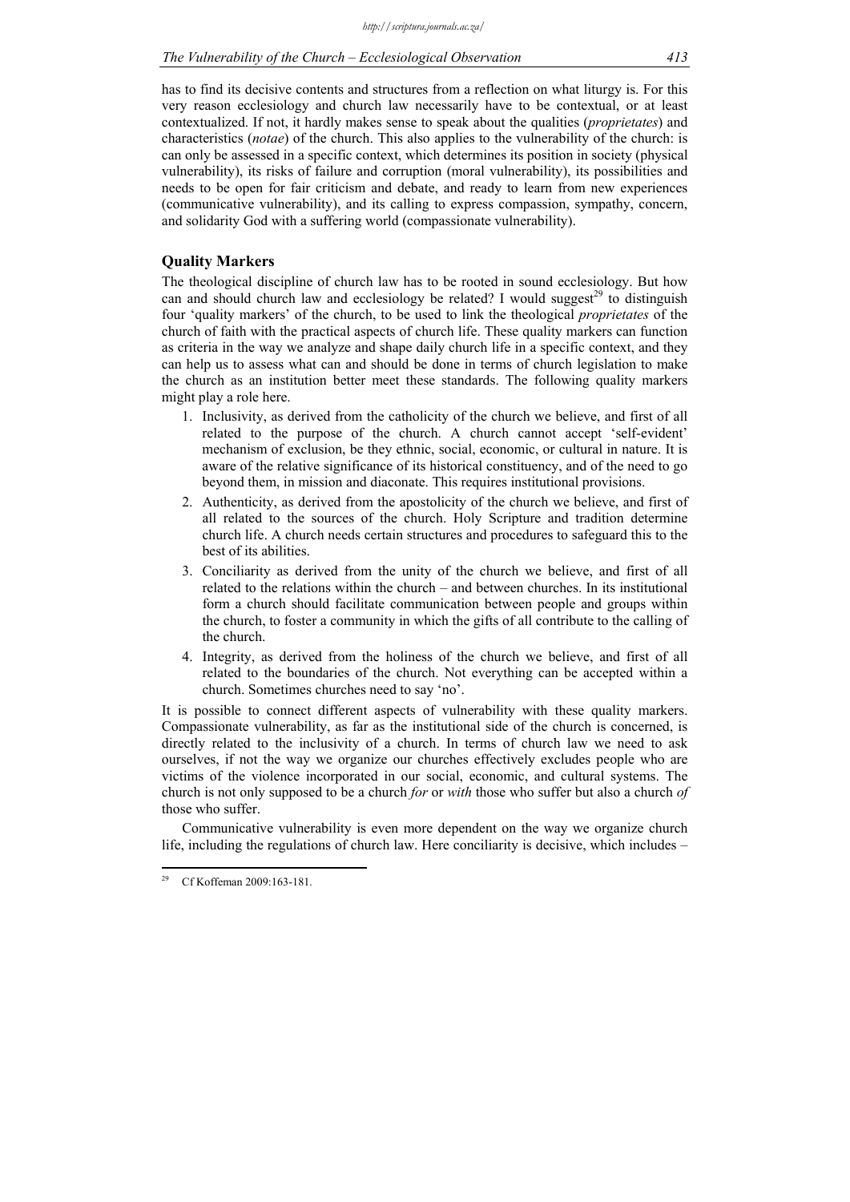has to find its decisive contents and structures from a reflection on what liturgy is. For this very reason ecclesiology and church law necessarily have to be contextual, or at least contextualized. If not, it hardly makes sense to speak about the qualities (*proprietates*) and characteristics (*notae*) of the church. This also applies to the vulnerability of the church: is can only be assessed in a specific context, which determines its position in society (physical vulnerability), its risks of failure and corruption (moral vulnerability), its possibilities and needs to be open for fair criticism and debate, and ready to learn from new experiences (communicative vulnerability), and its calling to express compassion, sympathy, concern, and solidarity God with a suffering world (compassionate vulnerability).

## Quality Markers

The theological discipline of church law has to be rooted in sound ecclesiology. But how can and should church law and ecclesiology be related? I would suggest[29] to distinguish four 'quality markers' of the church, to be used to link the theological *proprietates* of the church of faith with the practical aspects of church life. These quality markers can function as criteria in the way we analyze and shape daily church life in a specific context, and they can help us to assess what can and should be done in terms of church legislation to make the church as an institution better meet these standards. The following quality markers might play a role here.

1. Inclusivity, as derived from the catholicity of the church we believe, and first of all related to the purpose of the church. A church cannot accept 'self-evident' mechanism of exclusion, be they ethnic, social, economic, or cultural in nature. It is aware of the relative significance of its historical constituency, and of the need to go beyond them, in mission and diaconate. This requires institutional provisions.
2. Authenticity, as derived from the apostolicity of the church we believe, and first of all related to the sources of the church. Holy Scripture and tradition determine church life. A church needs certain structures and procedures to safeguard this to the best of its abilities.
3. Conciliarity as derived from the unity of the church we believe, and first of all related to the relations within the church – and between churches. In its institutional form a church should facilitate communication between people and groups within the church, to foster a community in which the gifts of all contribute to the calling of the church.
4. Integrity, as derived from the holiness of the church we believe, and first of all related to the boundaries of the church. Not everything can be accepted within a church. Sometimes churches need to say 'no'.

It is possible to connect different aspects of vulnerability with these quality markers. Compassionate vulnerability, as far as the institutional side of the church is concerned, is directly related to the inclusivity of a church. In terms of church law we need to ask ourselves, if not the way we organize our churches effectively excludes people who are victims of the violence incorporated in our social, economic, and cultural systems. The church is not only supposed to be a church *for* or *with* those who suffer but also a church *of* those who suffer.

Communicative vulnerability is even more dependent on the way we organize church life, including the regulations of church law. Here conciliarity is decisive, which includes –

[29] Cf Koffeman 2009:163-181.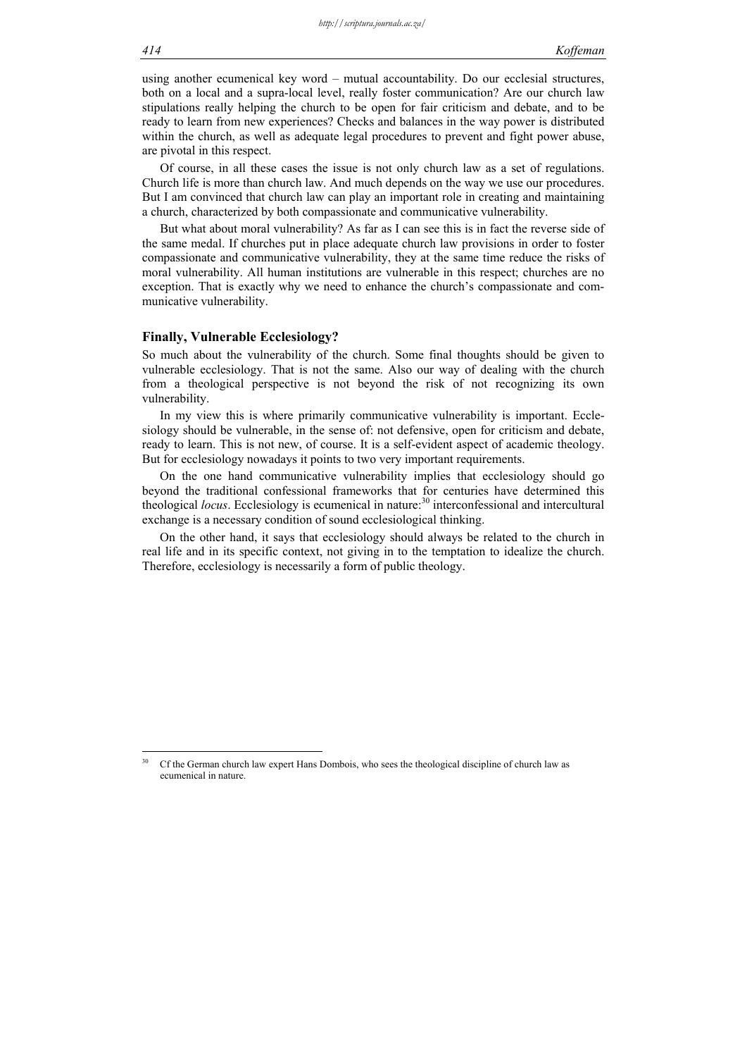using another ecumenical key word – mutual accountability. Do our ecclesial structures, both on a local and a supra-local level, really foster communication? Are our church law stipulations really helping the church to be open for fair criticism and debate, and to be ready to learn from new experiences? Checks and balances in the way power is distributed within the church, as well as adequate legal procedures to prevent and fight power abuse, are pivotal in this respect.

Of course, in all these cases the issue is not only church law as a set of regulations. Church life is more than church law. And much depends on the way we use our procedures. But I am convinced that church law can play an important role in creating and maintaining a church, characterized by both compassionate and communicative vulnerability.

But what about moral vulnerability? As far as I can see this is in fact the reverse side of the same medal. If churches put in place adequate church law provisions in order to foster compassionate and communicative vulnerability, they at the same time reduce the risks of moral vulnerability. All human institutions are vulnerable in this respect; churches are no exception. That is exactly why we need to enhance the church's compassionate and communicative vulnerability.

## Finally, Vulnerable Ecclesiology?

So much about the vulnerability of the church. Some final thoughts should be given to vulnerable ecclesiology. That is not the same. Also our way of dealing with the church from a theological perspective is not beyond the risk of not recognizing its own vulnerability.

In my view this is where primarily communicative vulnerability is important. Ecclesiology should be vulnerable, in the sense of: not defensive, open for criticism and debate, ready to learn. This is not new, of course. It is a self-evident aspect of academic theology. But for ecclesiology nowadays it points to two very important requirements.

On the one hand communicative vulnerability implies that ecclesiology should go beyond the traditional confessional frameworks that for centuries have determined this theological *locus*. Ecclesiology is ecumenical in nature:[30] interconfessional and intercultural exchange is a necessary condition of sound ecclesiological thinking.

On the other hand, it says that ecclesiology should always be related to the church in real life and in its specific context, not giving in to the temptation to idealize the church. Therefore, ecclesiology is necessarily a form of public theology.

---

[30] Cf the German church law expert Hans Dombois, who sees the theological discipline of church law as ecumenical in nature.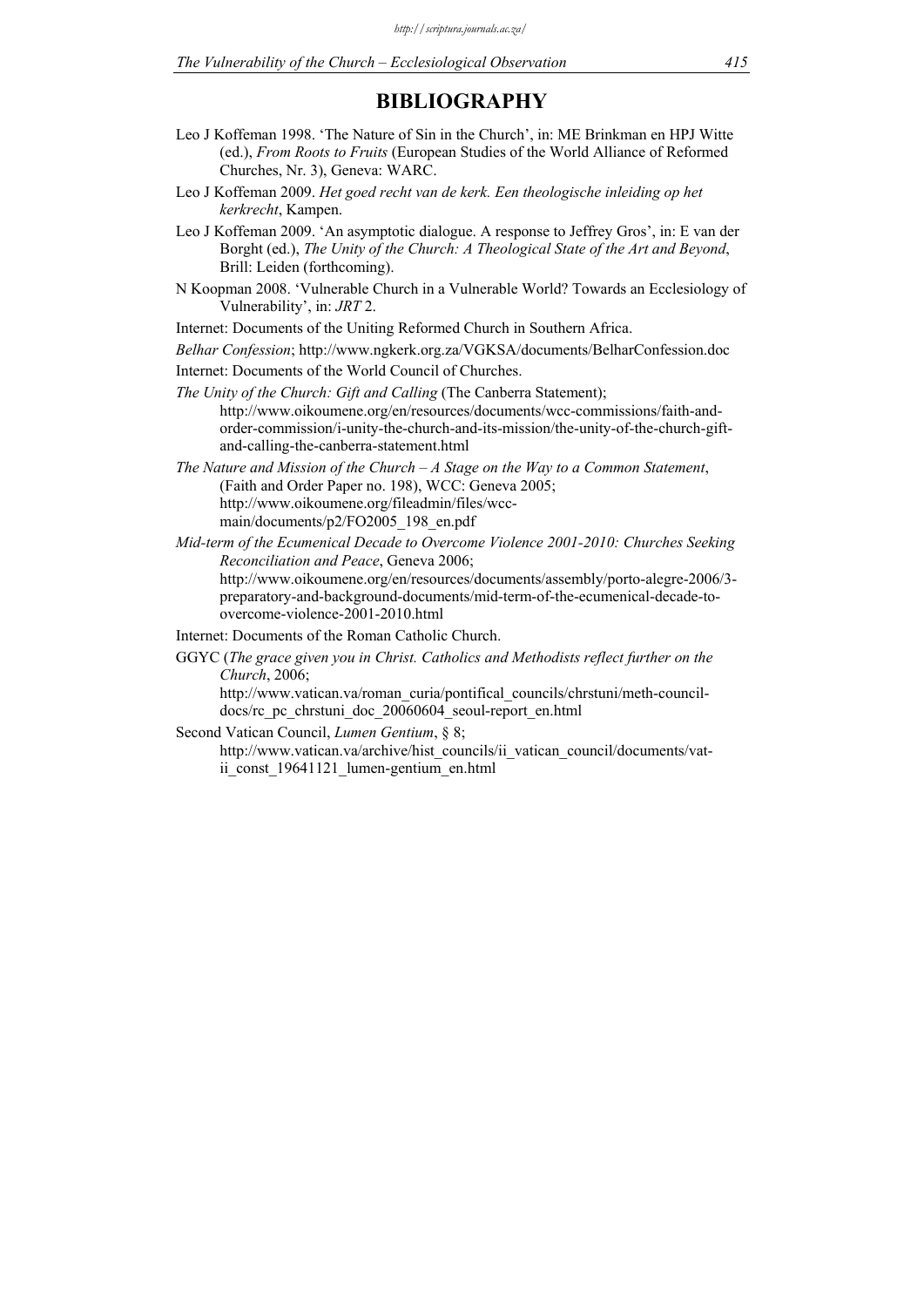# BIBLIOGRAPHY

Leo J Koffeman 1998. 'The Nature of Sin in the Church', in: ME Brinkman en HPJ Witte (ed.), *From Roots to Fruits* (European Studies of the World Alliance of Reformed Churches, Nr. 3), Geneva: WARC.

Leo J Koffeman 2009. *Het goed recht van de kerk. Een theologische inleiding op het kerkrecht*, Kampen.

Leo J Koffeman 2009. 'An asymptotic dialogue. A response to Jeffrey Gros', in: E van der Borght (ed.), *The Unity of the Church: A Theological State of the Art and Beyond*, Brill: Leiden (forthcoming).

N Koopman 2008. 'Vulnerable Church in a Vulnerable World? Towards an Ecclesiology of Vulnerability', in: *JRT* 2.

Internet: Documents of the Uniting Reformed Church in Southern Africa.

*Belhar Confession*; http://www.ngkerk.org.za/VGKSA/documents/BelharConfession.doc

Internet: Documents of the World Council of Churches.

*The Unity of the Church: Gift and Calling* (The Canberra Statement); http://www.oikoumene.org/en/resources/documents/wcc-commissions/faith-and-order-commission/i-unity-the-church-and-its-mission/the-unity-of-the-church-gift-and-calling-the-canberra-statement.html

*The Nature and Mission of the Church – A Stage on the Way to a Common Statement*, (Faith and Order Paper no. 198), WCC: Geneva 2005; http://www.oikoumene.org/fileadmin/files/wcc-main/documents/p2/FO2005_198_en.pdf

*Mid-term of the Ecumenical Decade to Overcome Violence 2001-2010: Churches Seeking Reconciliation and Peace*, Geneva 2006; http://www.oikoumene.org/en/resources/documents/assembly/porto-alegre-2006/3-preparatory-and-background-documents/mid-term-of-the-ecumenical-decade-to-overcome-violence-2001-2010.html

Internet: Documents of the Roman Catholic Church.

GGYC (*The grace given you in Christ. Catholics and Methodists reflect further on the Church*, 2006; http://www.vatican.va/roman_curia/pontifical_councils/chrstuni/meth-council-docs/rc_pc_chrstuni_doc_20060604_seoul-report_en.html

Second Vatican Council, *Lumen Gentium*, § 8; http://www.vatican.va/archive/hist_councils/ii_vatican_council/documents/vat-ii_const_19641121_lumen-gentium_en.html